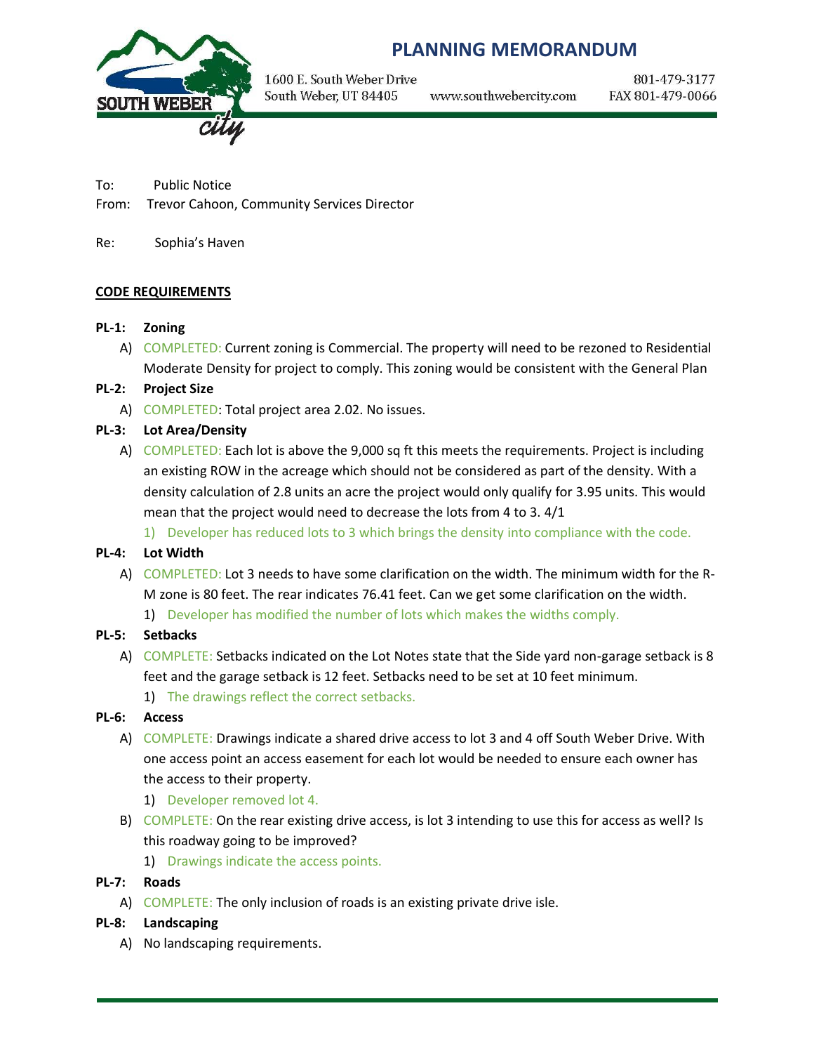# PLANNING MEMORANDUM

1600 E. South Weber Drive
South Weber, UT 84405

www.southwebercity.com

801-479-3177
FAX 801-479-0066

To: Public Notice
From: Trevor Cahoon, Community Services Director

Re: Sophia's Haven

**CODE REQUIREMENTS**

**PL-1: Zoning**

A) COMPLETED: Current zoning is Commercial. The property will need to be rezoned to Residential Moderate Density for project to comply. This zoning would be consistent with the General Plan

**PL-2: Project Size**

A) COMPLETED: Total project area 2.02. No issues.

**PL-3: Lot Area/Density**

A) COMPLETED: Each lot is above the 9,000 sq ft this meets the requirements. Project is including an existing ROW in the acreage which should not be considered as part of the density. With a density calculation of 2.8 units an acre the project would only qualify for 3.95 units. This would mean that the project would need to decrease the lots from 4 to 3. 4/1

1) Developer has reduced lots to 3 which brings the density into compliance with the code.

**PL-4: Lot Width**

A) COMPLETED: Lot 3 needs to have some clarification on the width. The minimum width for the R-M zone is 80 feet. The rear indicates 76.41 feet. Can we get some clarification on the width.

1) Developer has modified the number of lots which makes the widths comply.

**PL-5: Setbacks**

A) COMPLETE: Setbacks indicated on the Lot Notes state that the Side yard non-garage setback is 8 feet and the garage setback is 12 feet. Setbacks need to be set at 10 feet minimum.

1) The drawings reflect the correct setbacks.

**PL-6: Access**

A) COMPLETE: Drawings indicate a shared drive access to lot 3 and 4 off South Weber Drive. With one access point an access easement for each lot would be needed to ensure each owner has the access to their property.

1) Developer removed lot 4.

B) COMPLETE: On the rear existing drive access, is lot 3 intending to use this for access as well? Is this roadway going to be improved?

1) Drawings indicate the access points.

**PL-7: Roads**

A) COMPLETE: The only inclusion of roads is an existing private drive isle.

**PL-8: Landscaping**

A) No landscaping requirements.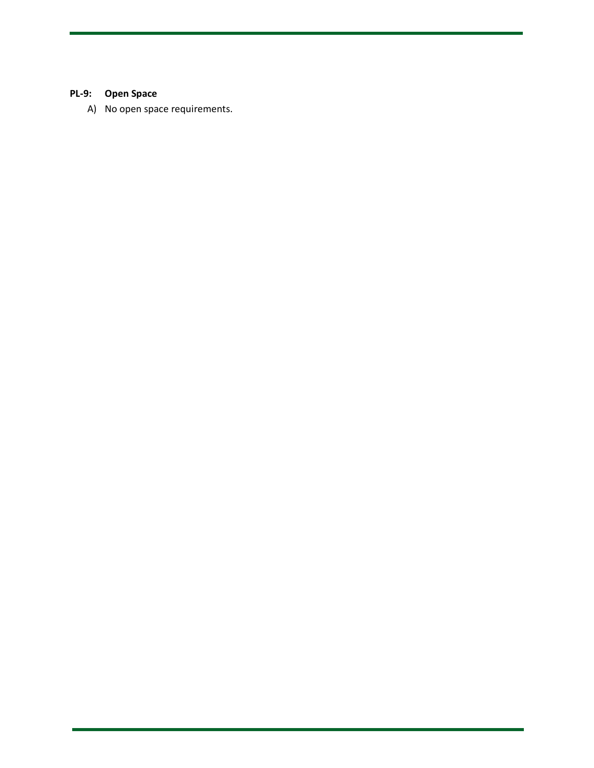**PL-9: Open Space**

A) No open space requirements.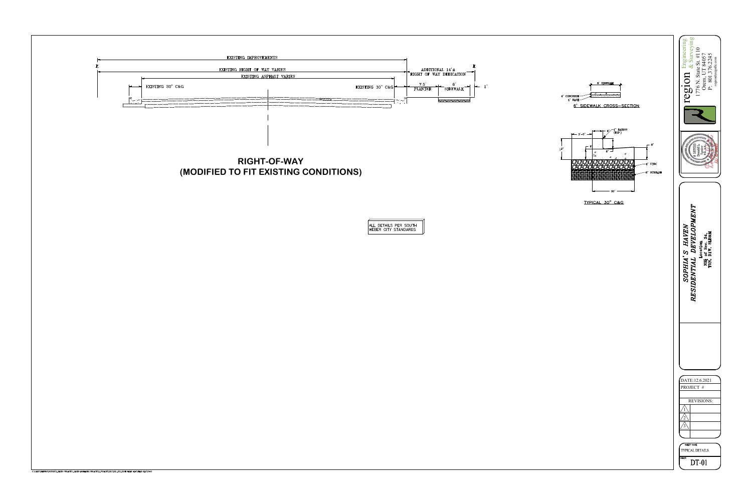EXISTING IMPROVEMENTS

℄

EXISTING RIGHT OF WAY VARIES

EXISTING ASPHALT VARIES

EXISTING 30" C&G

EXISTING 30" C&G

ADDITIONAL 14'± RIGHT OF WAY DEDICATION

℄

7.5' PLANTER

6' SIDEWALK

1'

## RIGHT-OF-WAY (MODIFIED TO FIT EXISTING CONDITIONS)

6' SIDEWALK

4" CONCRETE

4" BASE

6' SIDEWALK CROSS-SECTION

1'-0"

6"

1" RADIUS (TYP.)

18"

6"

6"

8"

4" UTBC

6" SUBGRADE

30"

TYPICAL 30" C&G

ALL DETAILS PER SOUTH WEBER CITY STANDARDS

region Engineering & Surveying
1776 N. State St. #110
Orem, UT 84057
P: 801.376.2245

***SOPHIA'S HAVEN RESIDENTIAL DEVELOPMENT***

Location
NE¼ of Sec. 34,
T5N, R1W, SLB&M

DATE: 12.6.2021

PROJECT #

REVISIONS:

| | |
|---|---|
| 1 | |
| 2 | |
| 3 | |

SHEET NAME

TYPICAL DETAILS

SHEET

DT-01